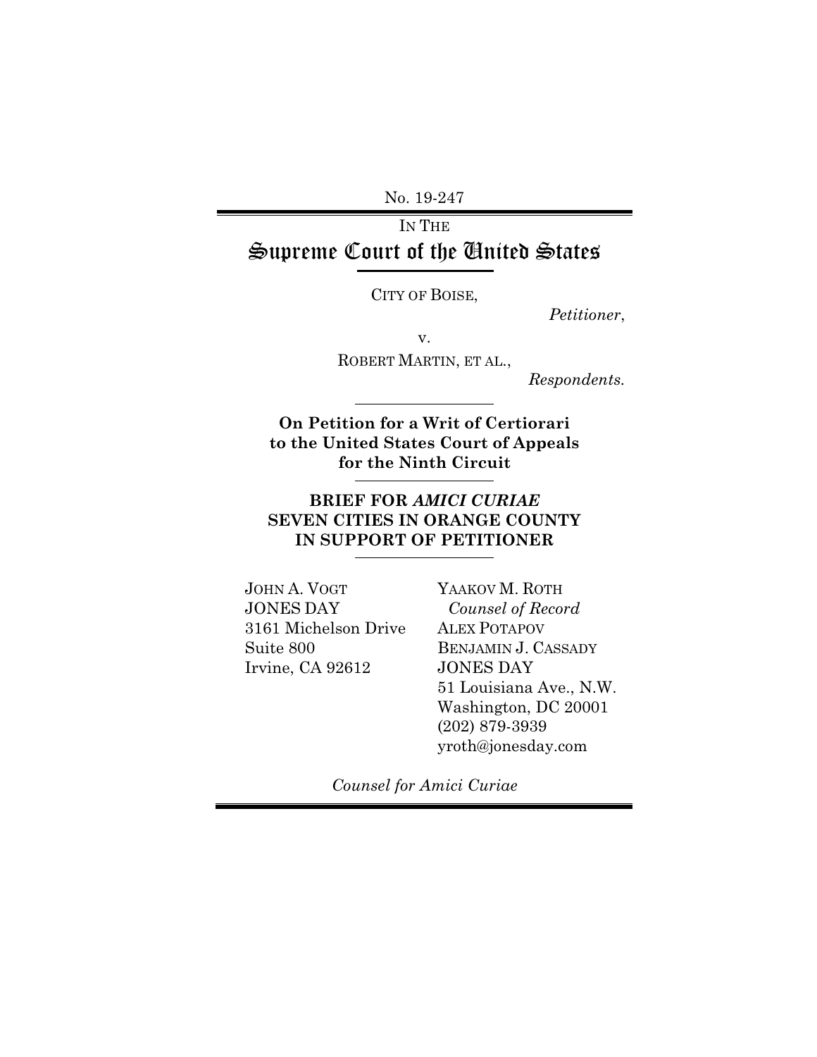No. 19-247

IN THE

# Supreme Court of the United States

CITY OF BOISE,

*Petitioner*,

v.

ROBERT MARTIN, ET AL.,

*Respondents.*

**On Petition for a Writ of Certiorari to the United States Court of Appeals for the Ninth Circuit**

**BRIEF FOR *AMICI CURIAE* SEVEN CITIES IN ORANGE COUNTY IN SUPPORT OF PETITIONER**

JOHN A. VOGT
JONES DAY
3161 Michelson Drive
Suite 800
Irvine, CA 92612

YAAKOV M. ROTH
*Counsel of Record*
ALEX POTAPOV
BENJAMIN J. CASSADY
JONES DAY
51 Louisiana Ave., N.W.
Washington, DC 20001
(202) 879-3939
yroth@jonesday.com

*Counsel for Amici Curiae*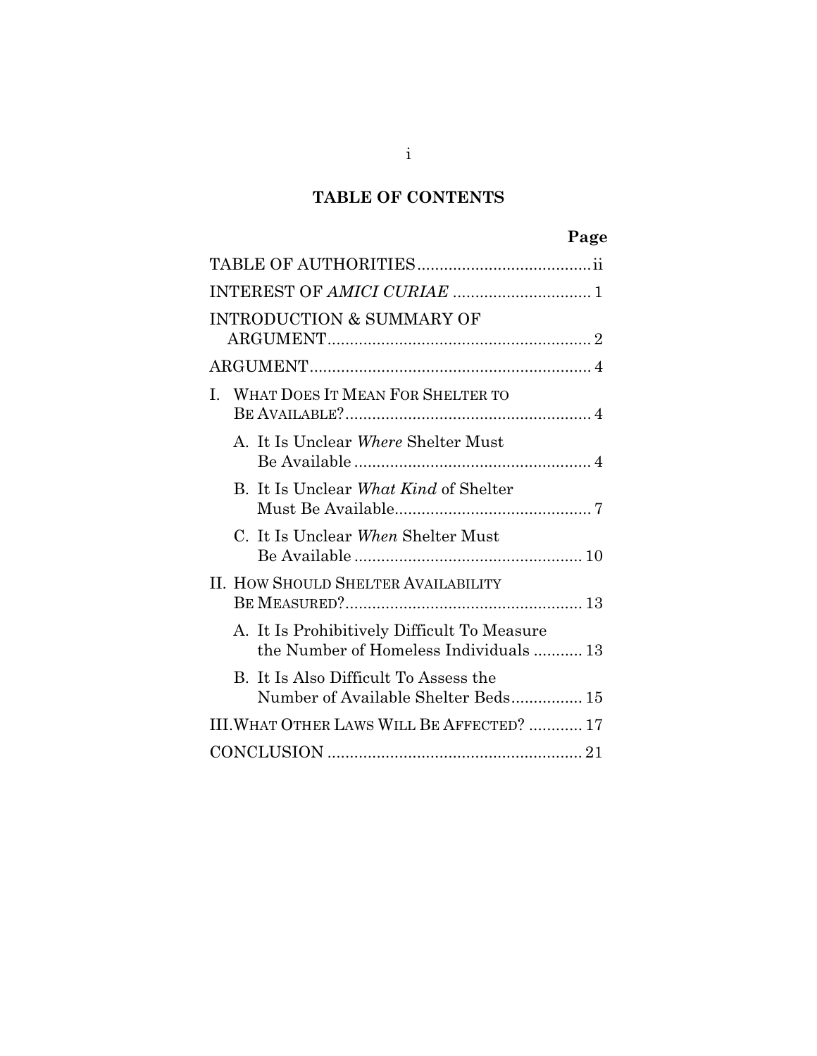# TABLE OF CONTENTS

| | Page |
|---|---|
| TABLE OF AUTHORITIES | ii |
| INTEREST OF *AMICI CURIAE* | 1 |
| INTRODUCTION & SUMMARY OF ARGUMENT | 2 |
| ARGUMENT | 4 |
| I. WHAT DOES IT MEAN FOR SHELTER TO BE AVAILABLE? | 4 |
| A. It Is Unclear *Where* Shelter Must Be Available | 4 |
| B. It Is Unclear *What Kind* of Shelter Must Be Available | 7 |
| C. It Is Unclear *When* Shelter Must Be Available | 10 |
| II. HOW SHOULD SHELTER AVAILABILITY BE MEASURED? | 13 |
| A. It Is Prohibitively Difficult To Measure the Number of Homeless Individuals | 13 |
| B. It Is Also Difficult To Assess the Number of Available Shelter Beds | 15 |
| III. WHAT OTHER LAWS WILL BE AFFECTED? | 17 |
| CONCLUSION | 21 |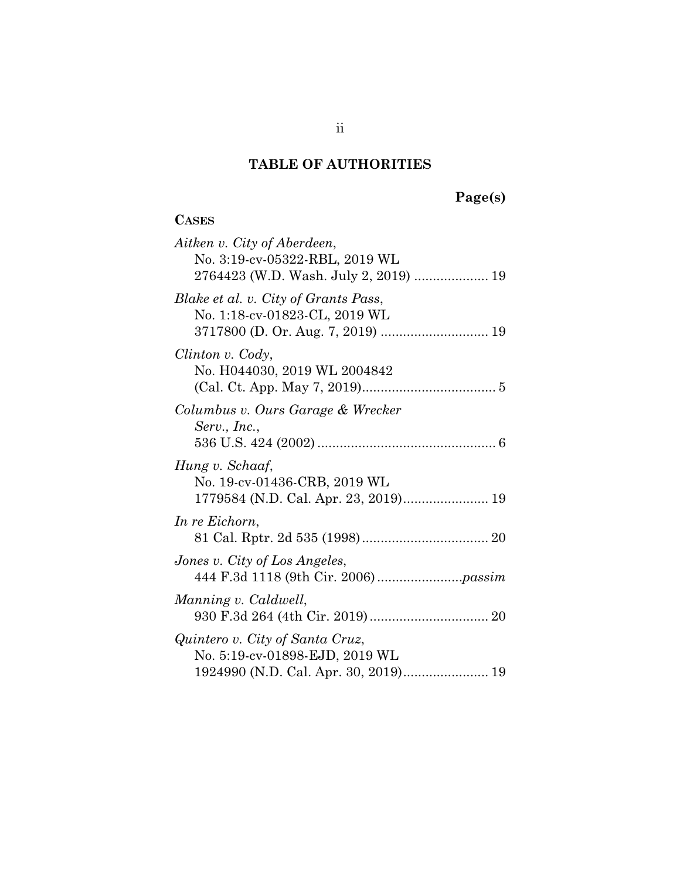## TABLE OF AUTHORITIES

**Page(s)**

**CASES**

*Aitken v. City of Aberdeen*, No. 3:19-cv-05322-RBL, 2019 WL 2764423 (W.D. Wash. July 2, 2019) .................... 19

*Blake et al. v. City of Grants Pass*, No. 1:18-cv-01823-CL, 2019 WL 3717800 (D. Or. Aug. 7, 2019) ............................. 19

*Clinton v. Cody*, No. H044030, 2019 WL 2004842 (Cal. Ct. App. May 7, 2019).................................... 5

*Columbus v. Ours Garage & Wrecker Serv., Inc.*, 536 U.S. 424 (2002) ................................................ 6

*Hung v. Schaaf*, No. 19-cv-01436-CRB, 2019 WL 1779584 (N.D. Cal. Apr. 23, 2019)....................... 19

*In re Eichorn*, 81 Cal. Rptr. 2d 535 (1998).................................. 20

*Jones v. City of Los Angeles*, 444 F.3d 1118 (9th Cir. 2006)......................*passim*

*Manning v. Caldwell*, 930 F.3d 264 (4th Cir. 2019)................................ 20

*Quintero v. City of Santa Cruz*, No. 5:19-cv-01898-EJD, 2019 WL 1924990 (N.D. Cal. Apr. 30, 2019)....................... 19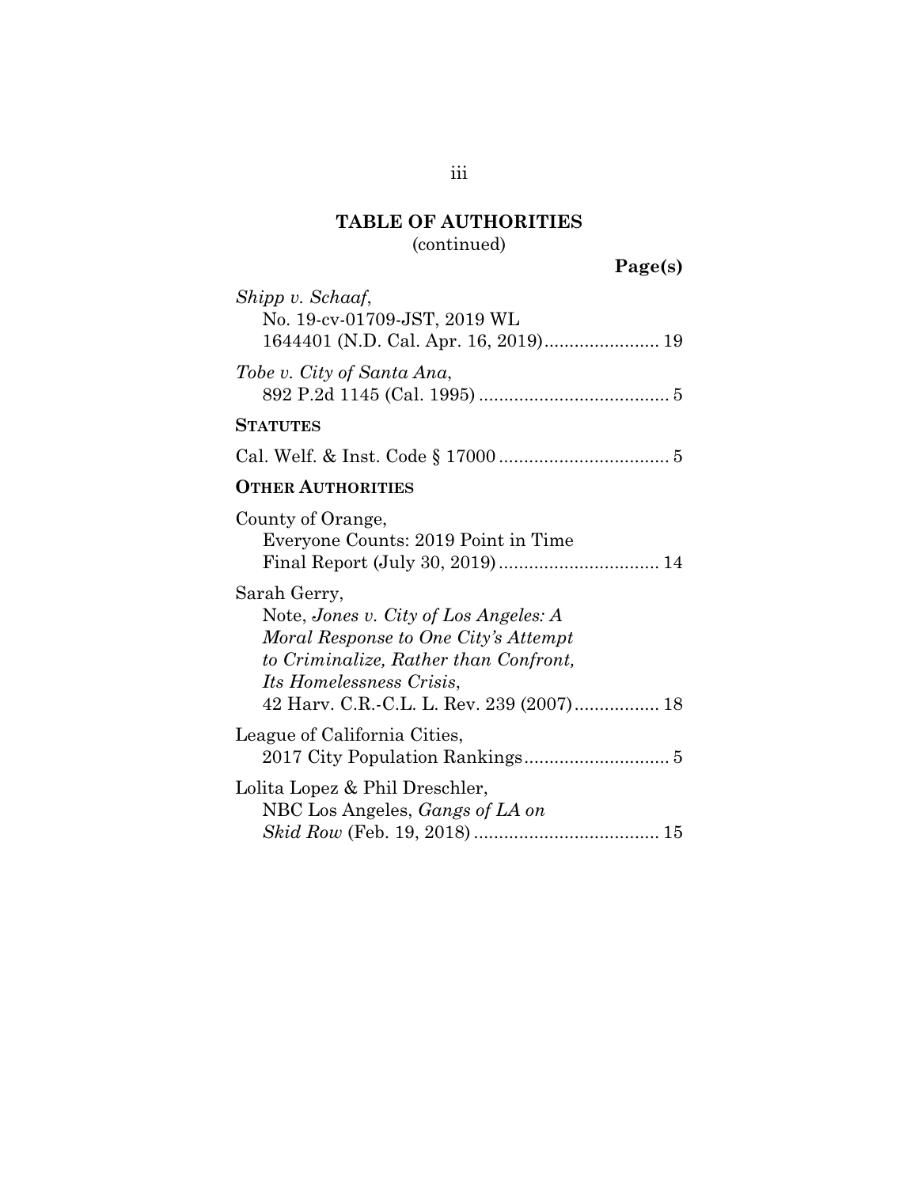## TABLE OF AUTHORITIES
(continued)

**Page(s)**

*Shipp v. Schaaf*,
No. 19-cv-01709-JST, 2019 WL 1644401 (N.D. Cal. Apr. 16, 2019) ....................... 19

*Tobe v. City of Santa Ana*,
892 P.2d 1145 (Cal. 1995) ...................................... 5

**STATUTES**

Cal. Welf. & Inst. Code § 17000 .................................. 5

**OTHER AUTHORITIES**

County of Orange,
Everyone Counts: 2019 Point in Time Final Report (July 30, 2019) ................................ 14

Sarah Gerry,
Note, *Jones v. City of Los Angeles: A Moral Response to One City's Attempt to Criminalize, Rather than Confront, Its Homelessness Crisis*,
42 Harv. C.R.-C.L. L. Rev. 239 (2007) ................. 18

League of California Cities,
2017 City Population Rankings ............................. 5

Lolita Lopez & Phil Dreschler,
NBC Los Angeles, *Gangs of LA on Skid Row* (Feb. 19, 2018) ..................................... 15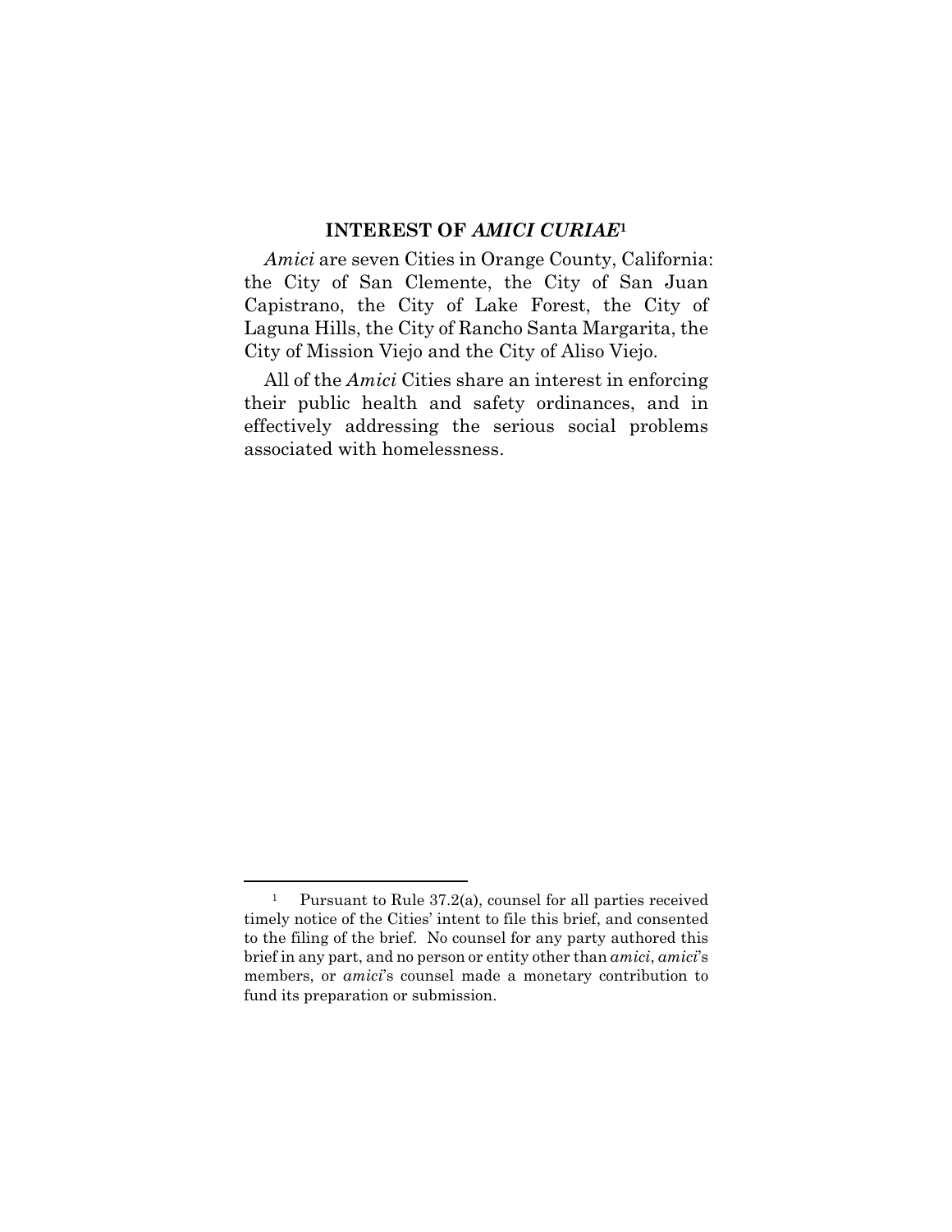## INTEREST OF *AMICI CURIAE*[1]

*Amici* are seven Cities in Orange County, California: the City of San Clemente, the City of San Juan Capistrano, the City of Lake Forest, the City of Laguna Hills, the City of Rancho Santa Margarita, the City of Mission Viejo and the City of Aliso Viejo.

All of the *Amici* Cities share an interest in enforcing their public health and safety ordinances, and in effectively addressing the serious social problems associated with homelessness.

---

[1] Pursuant to Rule 37.2(a), counsel for all parties received timely notice of the Cities' intent to file this brief, and consented to the filing of the brief. No counsel for any party authored this brief in any part, and no person or entity other than *amici*, *amici*'s members, or *amici*'s counsel made a monetary contribution to fund its preparation or submission.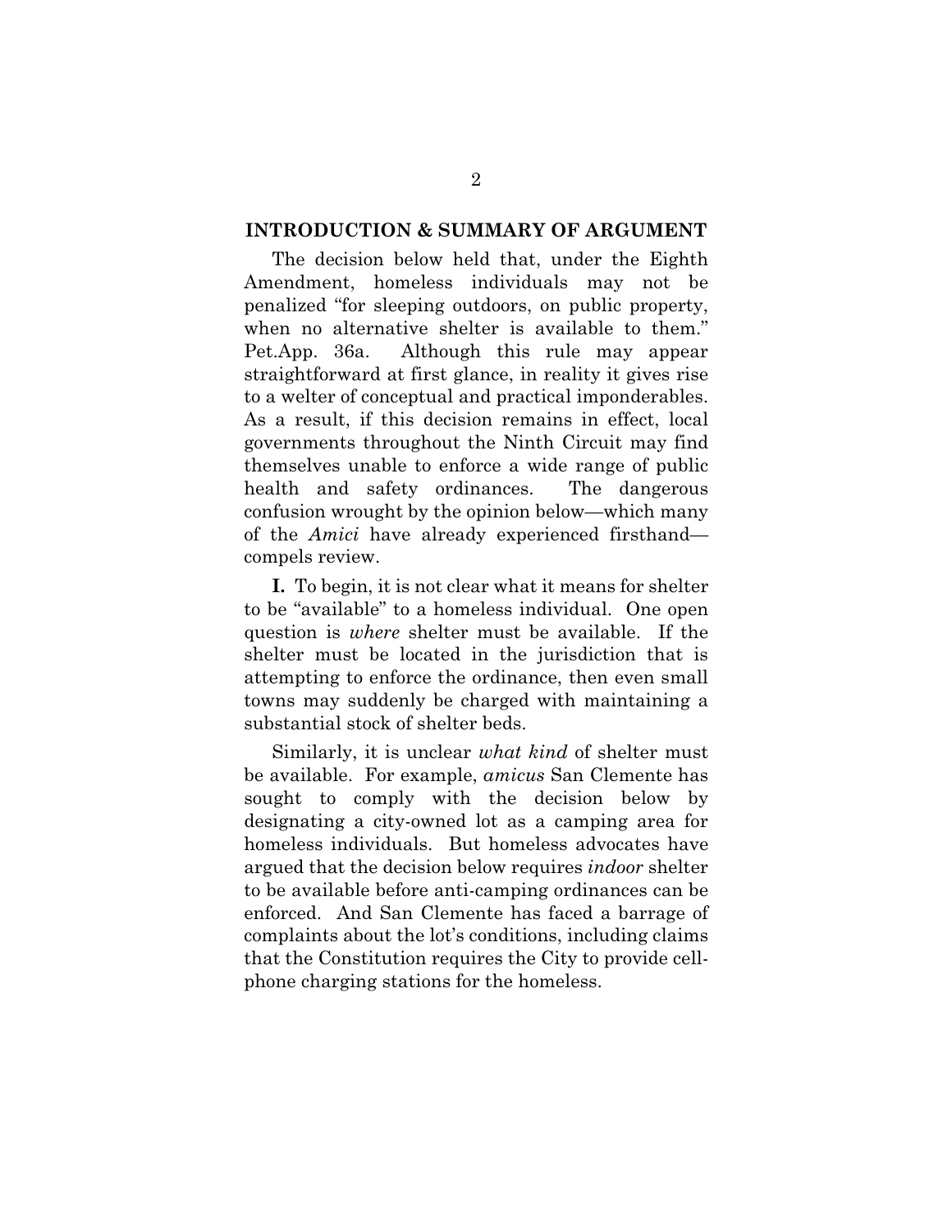## INTRODUCTION & SUMMARY OF ARGUMENT

The decision below held that, under the Eighth Amendment, homeless individuals may not be penalized "for sleeping outdoors, on public property, when no alternative shelter is available to them." Pet.App. 36a. Although this rule may appear straightforward at first glance, in reality it gives rise to a welter of conceptual and practical imponderables. As a result, if this decision remains in effect, local governments throughout the Ninth Circuit may find themselves unable to enforce a wide range of public health and safety ordinances. The dangerous confusion wrought by the opinion below—which many of the *Amici* have already experienced firsthand—compels review.

**I.** To begin, it is not clear what it means for shelter to be "available" to a homeless individual. One open question is *where* shelter must be available. If the shelter must be located in the jurisdiction that is attempting to enforce the ordinance, then even small towns may suddenly be charged with maintaining a substantial stock of shelter beds.

Similarly, it is unclear *what kind* of shelter must be available. For example, *amicus* San Clemente has sought to comply with the decision below by designating a city-owned lot as a camping area for homeless individuals. But homeless advocates have argued that the decision below requires *indoor* shelter to be available before anti-camping ordinances can be enforced. And San Clemente has faced a barrage of complaints about the lot's conditions, including claims that the Constitution requires the City to provide cell-phone charging stations for the homeless.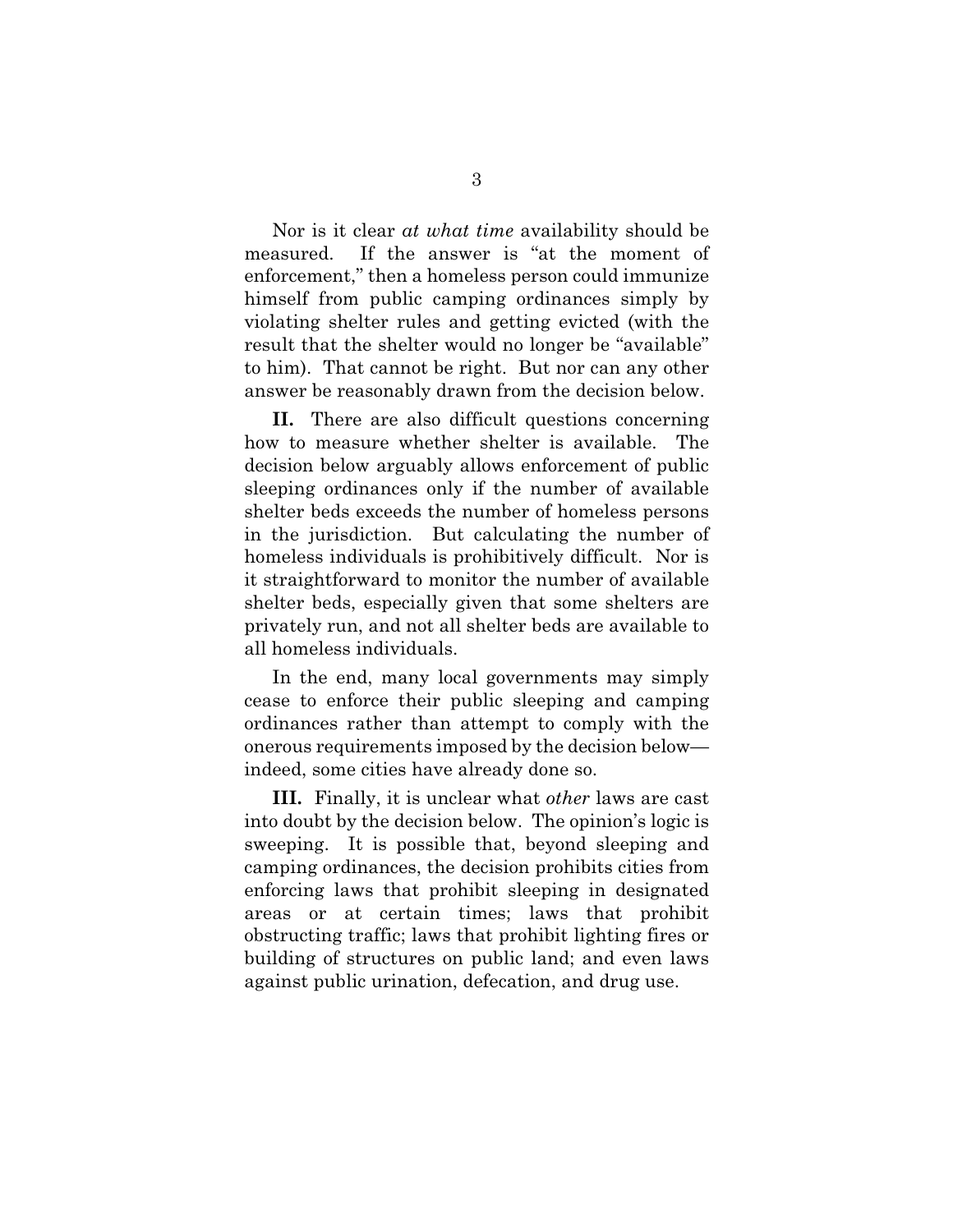Nor is it clear *at what time* availability should be measured. If the answer is "at the moment of enforcement," then a homeless person could immunize himself from public camping ordinances simply by violating shelter rules and getting evicted (with the result that the shelter would no longer be "available" to him). That cannot be right. But nor can any other answer be reasonably drawn from the decision below.

**II.** There are also difficult questions concerning how to measure whether shelter is available. The decision below arguably allows enforcement of public sleeping ordinances only if the number of available shelter beds exceeds the number of homeless persons in the jurisdiction. But calculating the number of homeless individuals is prohibitively difficult. Nor is it straightforward to monitor the number of available shelter beds, especially given that some shelters are privately run, and not all shelter beds are available to all homeless individuals.

In the end, many local governments may simply cease to enforce their public sleeping and camping ordinances rather than attempt to comply with the onerous requirements imposed by the decision below—indeed, some cities have already done so.

**III.** Finally, it is unclear what *other* laws are cast into doubt by the decision below. The opinion's logic is sweeping. It is possible that, beyond sleeping and camping ordinances, the decision prohibits cities from enforcing laws that prohibit sleeping in designated areas or at certain times; laws that prohibit obstructing traffic; laws that prohibit lighting fires or building of structures on public land; and even laws against public urination, defecation, and drug use.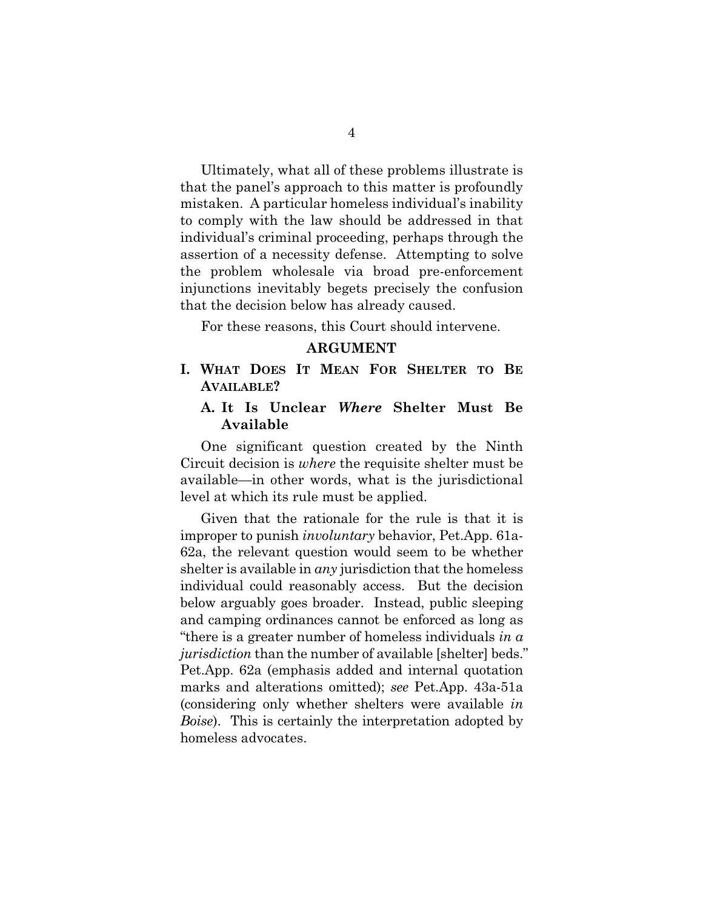Ultimately, what all of these problems illustrate is that the panel's approach to this matter is profoundly mistaken. A particular homeless individual's inability to comply with the law should be addressed in that individual's criminal proceeding, perhaps through the assertion of a necessity defense. Attempting to solve the problem wholesale via broad pre-enforcement injunctions inevitably begets precisely the confusion that the decision below has already caused.

For these reasons, this Court should intervene.

## ARGUMENT

### I. WHAT DOES IT MEAN FOR SHELTER TO BE AVAILABLE?

#### A. It Is Unclear *Where* Shelter Must Be Available

One significant question created by the Ninth Circuit decision is *where* the requisite shelter must be available—in other words, what is the jurisdictional level at which its rule must be applied.

Given that the rationale for the rule is that it is improper to punish *involuntary* behavior, Pet.App. 61a-62a, the relevant question would seem to be whether shelter is available in *any* jurisdiction that the homeless individual could reasonably access. But the decision below arguably goes broader. Instead, public sleeping and camping ordinances cannot be enforced as long as "there is a greater number of homeless individuals *in a jurisdiction* than the number of available [shelter] beds." Pet.App. 62a (emphasis added and internal quotation marks and alterations omitted); *see* Pet.App. 43a-51a (considering only whether shelters were available *in Boise*). This is certainly the interpretation adopted by homeless advocates.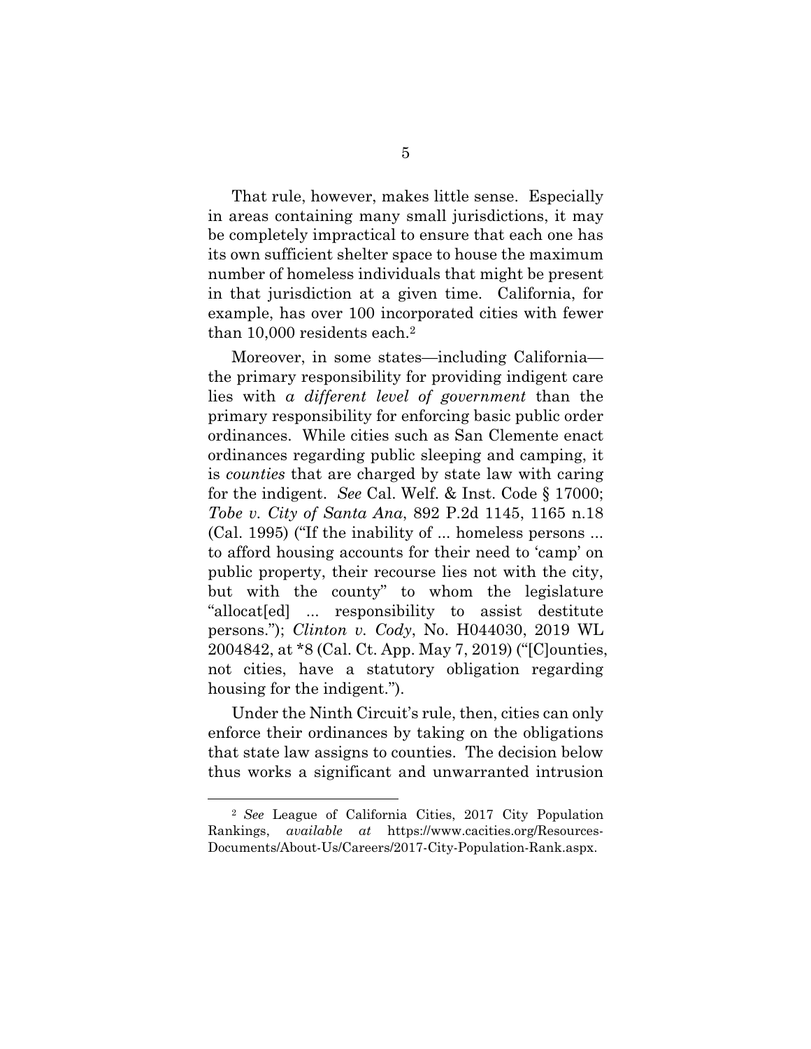That rule, however, makes little sense. Especially in areas containing many small jurisdictions, it may be completely impractical to ensure that each one has its own sufficient shelter space to house the maximum number of homeless individuals that might be present in that jurisdiction at a given time. California, for example, has over 100 incorporated cities with fewer than 10,000 residents each.[2]

Moreover, in some states—including California—the primary responsibility for providing indigent care lies with *a different level of government* than the primary responsibility for enforcing basic public order ordinances. While cities such as San Clemente enact ordinances regarding public sleeping and camping, it is *counties* that are charged by state law with caring for the indigent. *See* Cal. Welf. & Inst. Code § 17000; *Tobe v. City of Santa Ana*, 892 P.2d 1145, 1165 n.18 (Cal. 1995) ("If the inability of ... homeless persons ... to afford housing accounts for their need to 'camp' on public property, their recourse lies not with the city, but with the county" to whom the legislature "allocat[ed] ... responsibility to assist destitute persons."); *Clinton v. Cody*, No. H044030, 2019 WL 2004842, at *8 (Cal. Ct. App. May 7, 2019) ("[C]ounties, not cities, have a statutory obligation regarding housing for the indigent.").

Under the Ninth Circuit's rule, then, cities can only enforce their ordinances by taking on the obligations that state law assigns to counties. The decision below thus works a significant and unwarranted intrusion

---

[2] *See* League of California Cities, 2017 City Population Rankings, *available at* https://www.cacities.org/Resources-Documents/About-Us/Careers/2017-City-Population-Rank.aspx.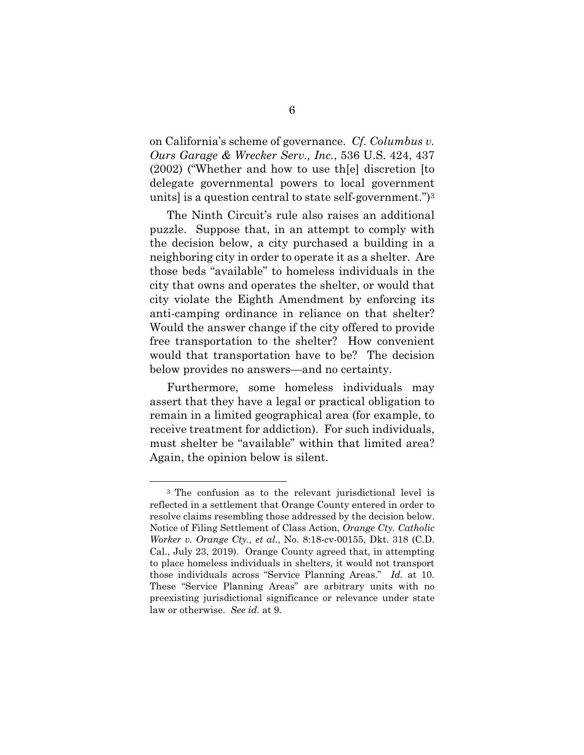on California's scheme of governance. *Cf. Columbus v. Ours Garage & Wrecker Serv., Inc.*, 536 U.S. 424, 437 (2002) ("Whether and how to use th[e] discretion [to delegate governmental powers to local government units] is a question central to state self-government.")[3]

The Ninth Circuit's rule also raises an additional puzzle. Suppose that, in an attempt to comply with the decision below, a city purchased a building in a neighboring city in order to operate it as a shelter. Are those beds "available" to homeless individuals in the city that owns and operates the shelter, or would that city violate the Eighth Amendment by enforcing its anti-camping ordinance in reliance on that shelter? Would the answer change if the city offered to provide free transportation to the shelter? How convenient would that transportation have to be? The decision below provides no answers—and no certainty.

Furthermore, some homeless individuals may assert that they have a legal or practical obligation to remain in a limited geographical area (for example, to receive treatment for addiction). For such individuals, must shelter be "available" within that limited area? Again, the opinion below is silent.

---

[3] The confusion as to the relevant jurisdictional level is reflected in a settlement that Orange County entered in order to resolve claims resembling those addressed by the decision below. Notice of Filing Settlement of Class Action, *Orange Cty. Catholic Worker v. Orange Cty., et al.*, No. 8:18-cv-00155, Dkt. 318 (C.D. Cal., July 23, 2019). Orange County agreed that, in attempting to place homeless individuals in shelters, it would not transport those individuals across "Service Planning Areas." *Id.* at 10. These "Service Planning Areas" are arbitrary units with no preexisting jurisdictional significance or relevance under state law or otherwise. *See id.* at 9.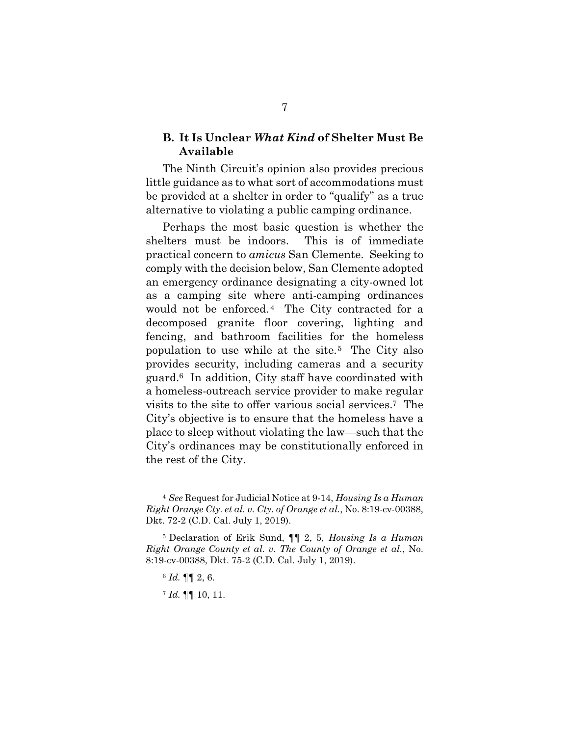### B. It Is Unclear *What Kind* of Shelter Must Be Available

The Ninth Circuit's opinion also provides precious little guidance as to what sort of accommodations must be provided at a shelter in order to "qualify" as a true alternative to violating a public camping ordinance.

Perhaps the most basic question is whether the shelters must be indoors. This is of immediate practical concern to *amicus* San Clemente. Seeking to comply with the decision below, San Clemente adopted an emergency ordinance designating a city-owned lot as a camping site where anti-camping ordinances would not be enforced.[4] The City contracted for a decomposed granite floor covering, lighting and fencing, and bathroom facilities for the homeless population to use while at the site.[5] The City also provides security, including cameras and a security guard.[6] In addition, City staff have coordinated with a homeless-outreach service provider to make regular visits to the site to offer various social services.[7] The City's objective is to ensure that the homeless have a place to sleep without violating the law—such that the City's ordinances may be constitutionally enforced in the rest of the City.

---

[4] *See* Request for Judicial Notice at 9-14, *Housing Is a Human Right Orange Cty. et al. v. Cty. of Orange et al.*, No. 8:19-cv-00388, Dkt. 72-2 (C.D. Cal. July 1, 2019).

[5] Declaration of Erik Sund, ¶¶ 2, 5, *Housing Is a Human Right Orange County et al. v. The County of Orange et al.*, No. 8:19-cv-00388, Dkt. 75-2 (C.D. Cal. July 1, 2019).

[6] *Id.* ¶¶ 2, 6.

[7] *Id.* ¶¶ 10, 11.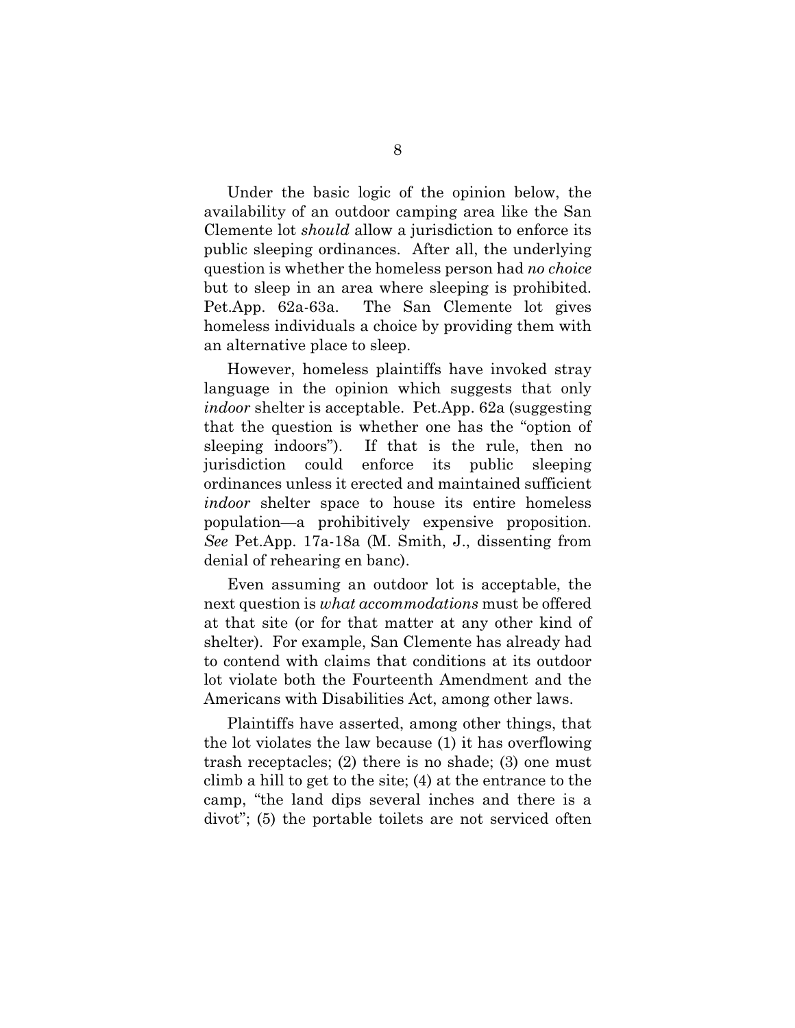Under the basic logic of the opinion below, the availability of an outdoor camping area like the San Clemente lot *should* allow a jurisdiction to enforce its public sleeping ordinances. After all, the underlying question is whether the homeless person had *no choice* but to sleep in an area where sleeping is prohibited. Pet.App. 62a-63a. The San Clemente lot gives homeless individuals a choice by providing them with an alternative place to sleep.

However, homeless plaintiffs have invoked stray language in the opinion which suggests that only *indoor* shelter is acceptable. Pet.App. 62a (suggesting that the question is whether one has the "option of sleeping indoors"). If that is the rule, then no jurisdiction could enforce its public sleeping ordinances unless it erected and maintained sufficient *indoor* shelter space to house its entire homeless population—a prohibitively expensive proposition. *See* Pet.App. 17a-18a (M. Smith, J., dissenting from denial of rehearing en banc).

Even assuming an outdoor lot is acceptable, the next question is *what accommodations* must be offered at that site (or for that matter at any other kind of shelter). For example, San Clemente has already had to contend with claims that conditions at its outdoor lot violate both the Fourteenth Amendment and the Americans with Disabilities Act, among other laws.

Plaintiffs have asserted, among other things, that the lot violates the law because (1) it has overflowing trash receptacles; (2) there is no shade; (3) one must climb a hill to get to the site; (4) at the entrance to the camp, "the land dips several inches and there is a divot"; (5) the portable toilets are not serviced often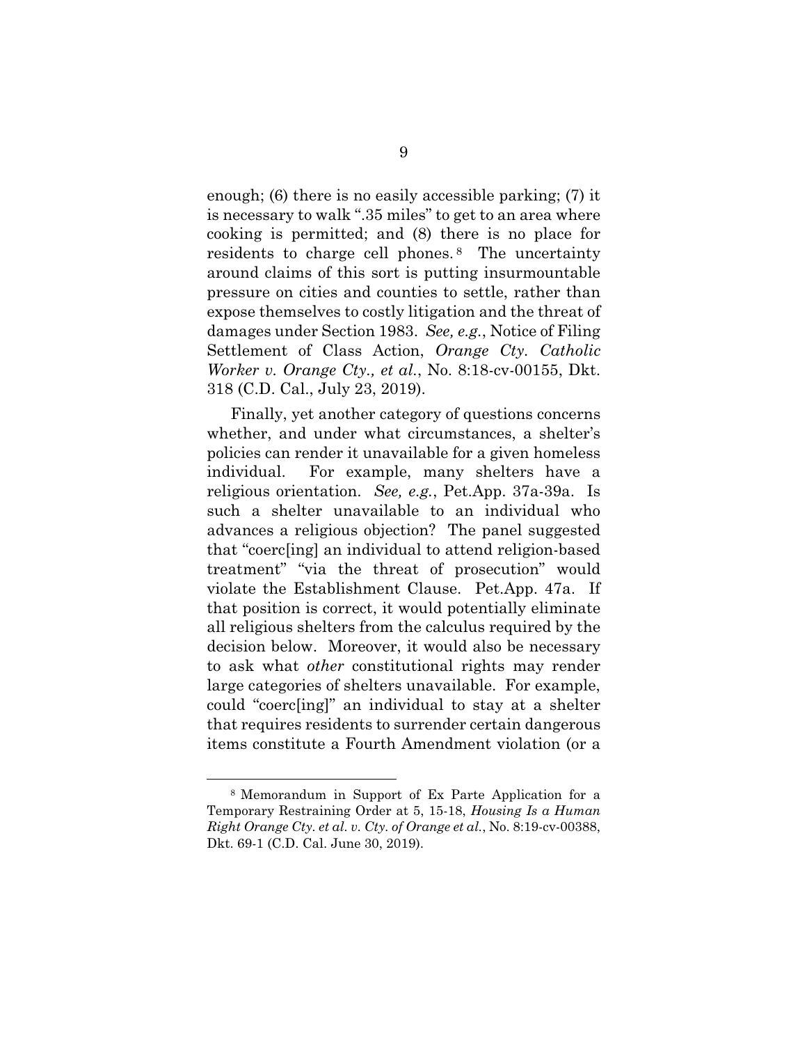enough; (6) there is no easily accessible parking; (7) it is necessary to walk ".35 miles" to get to an area where cooking is permitted; and (8) there is no place for residents to charge cell phones.[8] The uncertainty around claims of this sort is putting insurmountable pressure on cities and counties to settle, rather than expose themselves to costly litigation and the threat of damages under Section 1983. *See, e.g.*, Notice of Filing Settlement of Class Action, *Orange Cty. Catholic Worker v. Orange Cty., et al.*, No. 8:18-cv-00155, Dkt. 318 (C.D. Cal., July 23, 2019).

Finally, yet another category of questions concerns whether, and under what circumstances, a shelter's policies can render it unavailable for a given homeless individual. For example, many shelters have a religious orientation. *See, e.g.*, Pet.App. 37a-39a. Is such a shelter unavailable to an individual who advances a religious objection? The panel suggested that "coerc[ing] an individual to attend religion-based treatment" "via the threat of prosecution" would violate the Establishment Clause. Pet.App. 47a. If that position is correct, it would potentially eliminate all religious shelters from the calculus required by the decision below. Moreover, it would also be necessary to ask what *other* constitutional rights may render large categories of shelters unavailable. For example, could "coerc[ing]" an individual to stay at a shelter that requires residents to surrender certain dangerous items constitute a Fourth Amendment violation (or a

---

[8] Memorandum in Support of Ex Parte Application for a Temporary Restraining Order at 5, 15-18, *Housing Is a Human Right Orange Cty. et al. v. Cty. of Orange et al.*, No. 8:19-cv-00388, Dkt. 69-1 (C.D. Cal. June 30, 2019).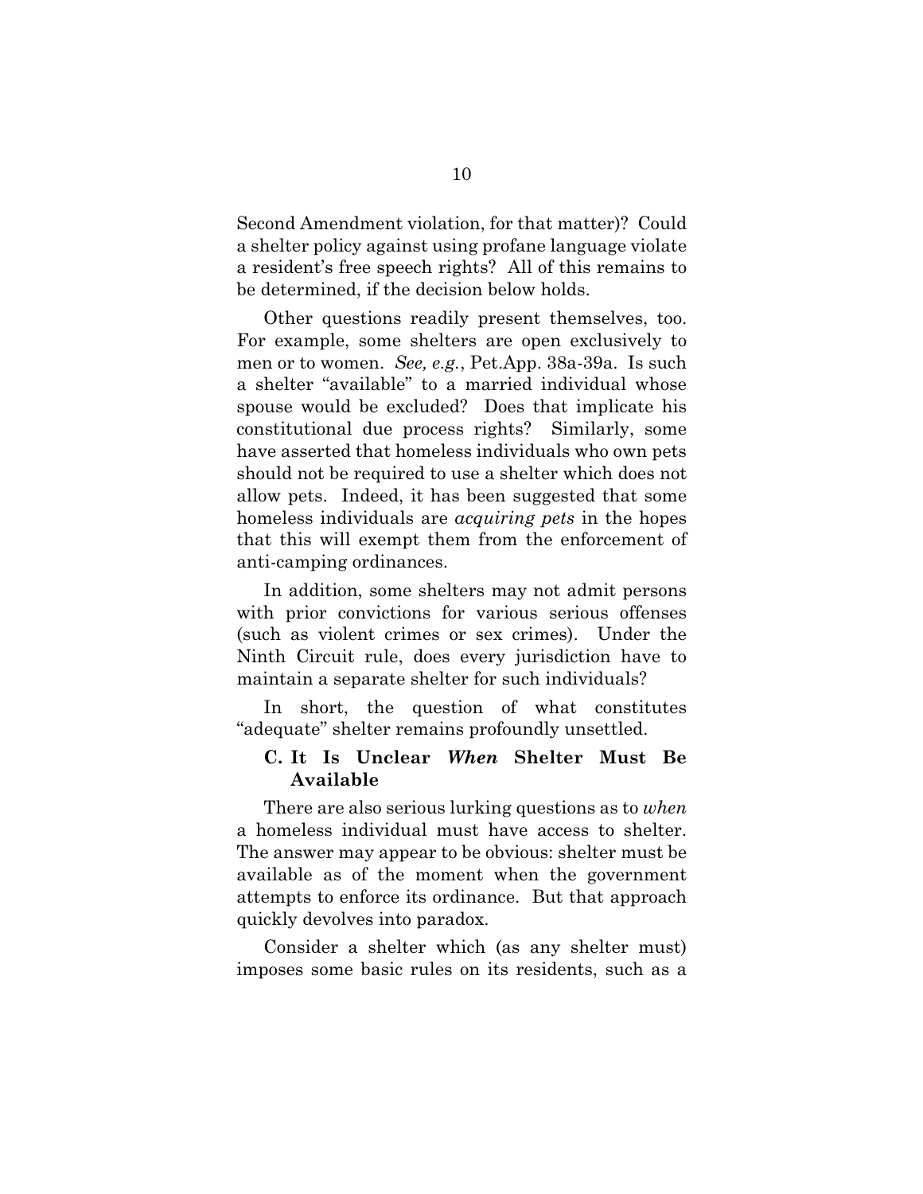Second Amendment violation, for that matter)? Could a shelter policy against using profane language violate a resident's free speech rights? All of this remains to be determined, if the decision below holds.

Other questions readily present themselves, too. For example, some shelters are open exclusively to men or to women. *See, e.g.*, Pet.App. 38a-39a. Is such a shelter "available" to a married individual whose spouse would be excluded? Does that implicate his constitutional due process rights? Similarly, some have asserted that homeless individuals who own pets should not be required to use a shelter which does not allow pets. Indeed, it has been suggested that some homeless individuals are *acquiring pets* in the hopes that this will exempt them from the enforcement of anti-camping ordinances.

In addition, some shelters may not admit persons with prior convictions for various serious offenses (such as violent crimes or sex crimes). Under the Ninth Circuit rule, does every jurisdiction have to maintain a separate shelter for such individuals?

In short, the question of what constitutes "adequate" shelter remains profoundly unsettled.

### C. It Is Unclear *When* Shelter Must Be Available

There are also serious lurking questions as to *when* a homeless individual must have access to shelter. The answer may appear to be obvious: shelter must be available as of the moment when the government attempts to enforce its ordinance. But that approach quickly devolves into paradox.

Consider a shelter which (as any shelter must) imposes some basic rules on its residents, such as a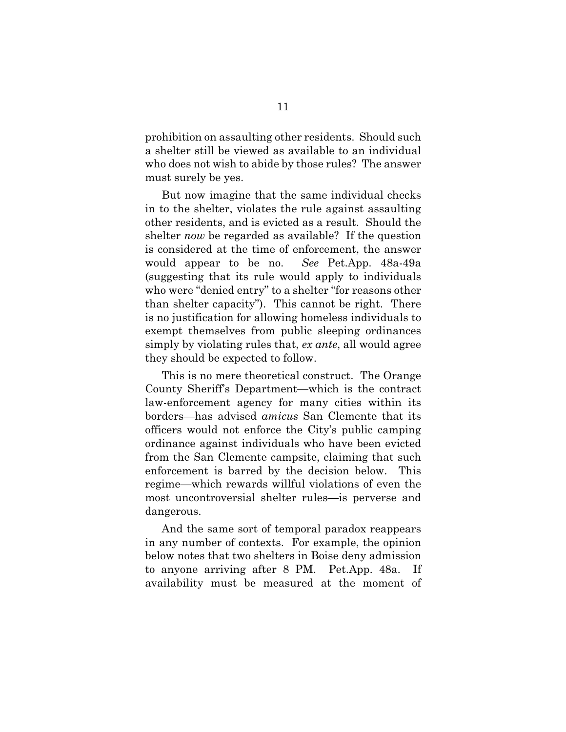prohibition on assaulting other residents. Should such a shelter still be viewed as available to an individual who does not wish to abide by those rules? The answer must surely be yes.

But now imagine that the same individual checks in to the shelter, violates the rule against assaulting other residents, and is evicted as a result. Should the shelter *now* be regarded as available? If the question is considered at the time of enforcement, the answer would appear to be no. *See* Pet.App. 48a-49a (suggesting that its rule would apply to individuals who were "denied entry" to a shelter "for reasons other than shelter capacity"). This cannot be right. There is no justification for allowing homeless individuals to exempt themselves from public sleeping ordinances simply by violating rules that, *ex ante*, all would agree they should be expected to follow.

This is no mere theoretical construct. The Orange County Sheriff's Department—which is the contract law-enforcement agency for many cities within its borders—has advised *amicus* San Clemente that its officers would not enforce the City's public camping ordinance against individuals who have been evicted from the San Clemente campsite, claiming that such enforcement is barred by the decision below. This regime—which rewards willful violations of even the most uncontroversial shelter rules—is perverse and dangerous.

And the same sort of temporal paradox reappears in any number of contexts. For example, the opinion below notes that two shelters in Boise deny admission to anyone arriving after 8 PM. Pet.App. 48a. If availability must be measured at the moment of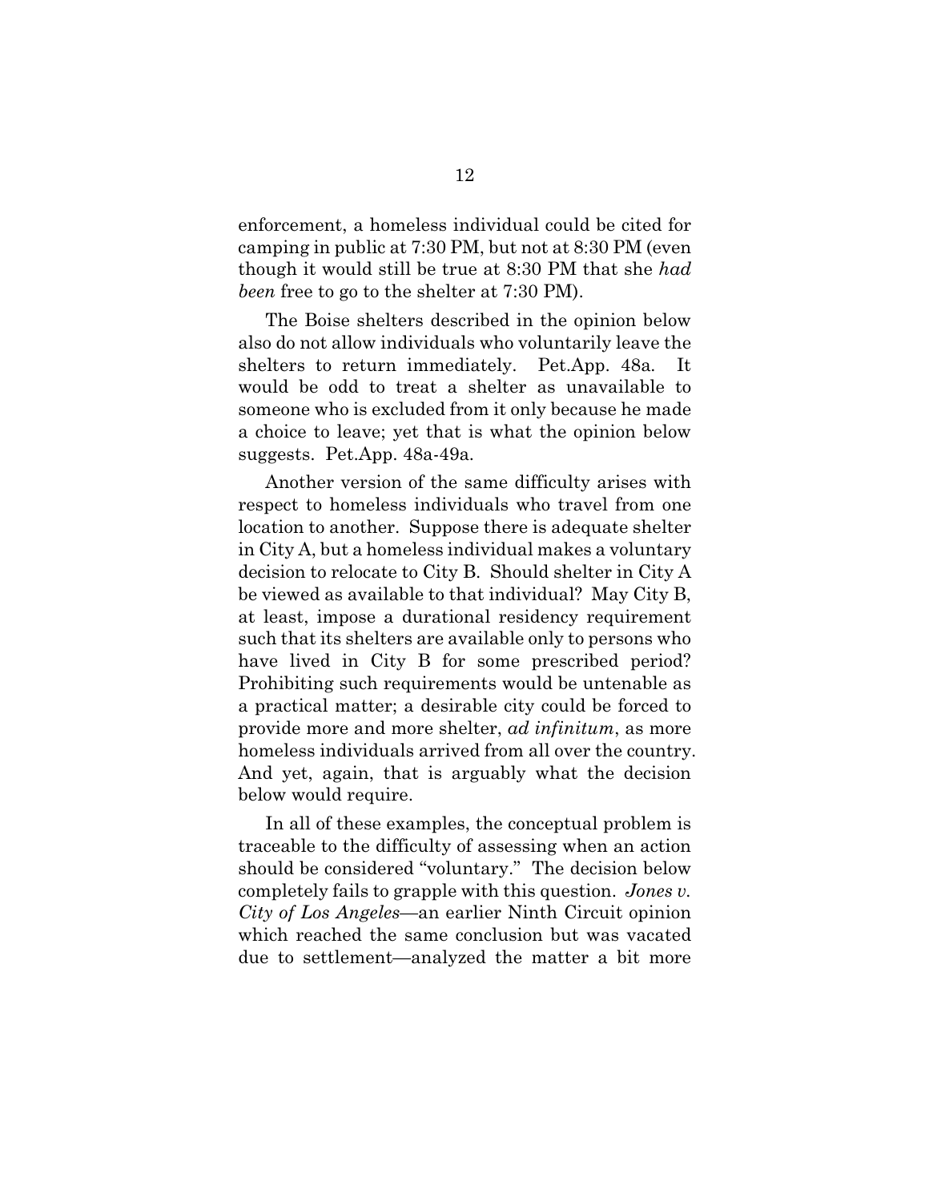enforcement, a homeless individual could be cited for camping in public at 7:30 PM, but not at 8:30 PM (even though it would still be true at 8:30 PM that she *had been* free to go to the shelter at 7:30 PM).

The Boise shelters described in the opinion below also do not allow individuals who voluntarily leave the shelters to return immediately. Pet.App. 48a. It would be odd to treat a shelter as unavailable to someone who is excluded from it only because he made a choice to leave; yet that is what the opinion below suggests. Pet.App. 48a-49a.

Another version of the same difficulty arises with respect to homeless individuals who travel from one location to another. Suppose there is adequate shelter in City A, but a homeless individual makes a voluntary decision to relocate to City B. Should shelter in City A be viewed as available to that individual? May City B, at least, impose a durational residency requirement such that its shelters are available only to persons who have lived in City B for some prescribed period? Prohibiting such requirements would be untenable as a practical matter; a desirable city could be forced to provide more and more shelter, *ad infinitum*, as more homeless individuals arrived from all over the country. And yet, again, that is arguably what the decision below would require.

In all of these examples, the conceptual problem is traceable to the difficulty of assessing when an action should be considered "voluntary." The decision below completely fails to grapple with this question. *Jones v. City of Los Angeles*—an earlier Ninth Circuit opinion which reached the same conclusion but was vacated due to settlement—analyzed the matter a bit more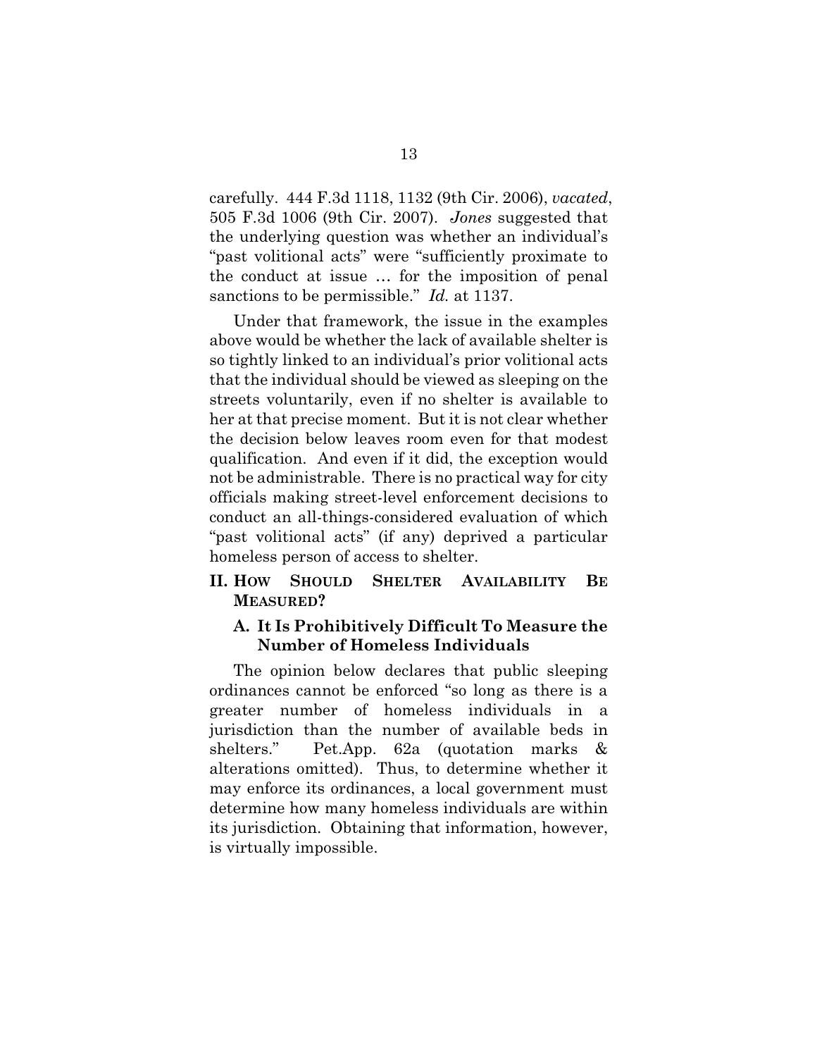carefully. 444 F.3d 1118, 1132 (9th Cir. 2006), *vacated*, 505 F.3d 1006 (9th Cir. 2007). *Jones* suggested that the underlying question was whether an individual's "past volitional acts" were "sufficiently proximate to the conduct at issue … for the imposition of penal sanctions to be permissible." *Id.* at 1137.

Under that framework, the issue in the examples above would be whether the lack of available shelter is so tightly linked to an individual's prior volitional acts that the individual should be viewed as sleeping on the streets voluntarily, even if no shelter is available to her at that precise moment. But it is not clear whether the decision below leaves room even for that modest qualification. And even if it did, the exception would not be administrable. There is no practical way for city officials making street-level enforcement decisions to conduct an all-things-considered evaluation of which "past volitional acts" (if any) deprived a particular homeless person of access to shelter.

## II. How Should Shelter Availability Be Measured?

### A. It Is Prohibitively Difficult To Measure the Number of Homeless Individuals

The opinion below declares that public sleeping ordinances cannot be enforced "so long as there is a greater number of homeless individuals in a jurisdiction than the number of available beds in shelters." Pet.App. 62a (quotation marks & alterations omitted). Thus, to determine whether it may enforce its ordinances, a local government must determine how many homeless individuals are within its jurisdiction. Obtaining that information, however, is virtually impossible.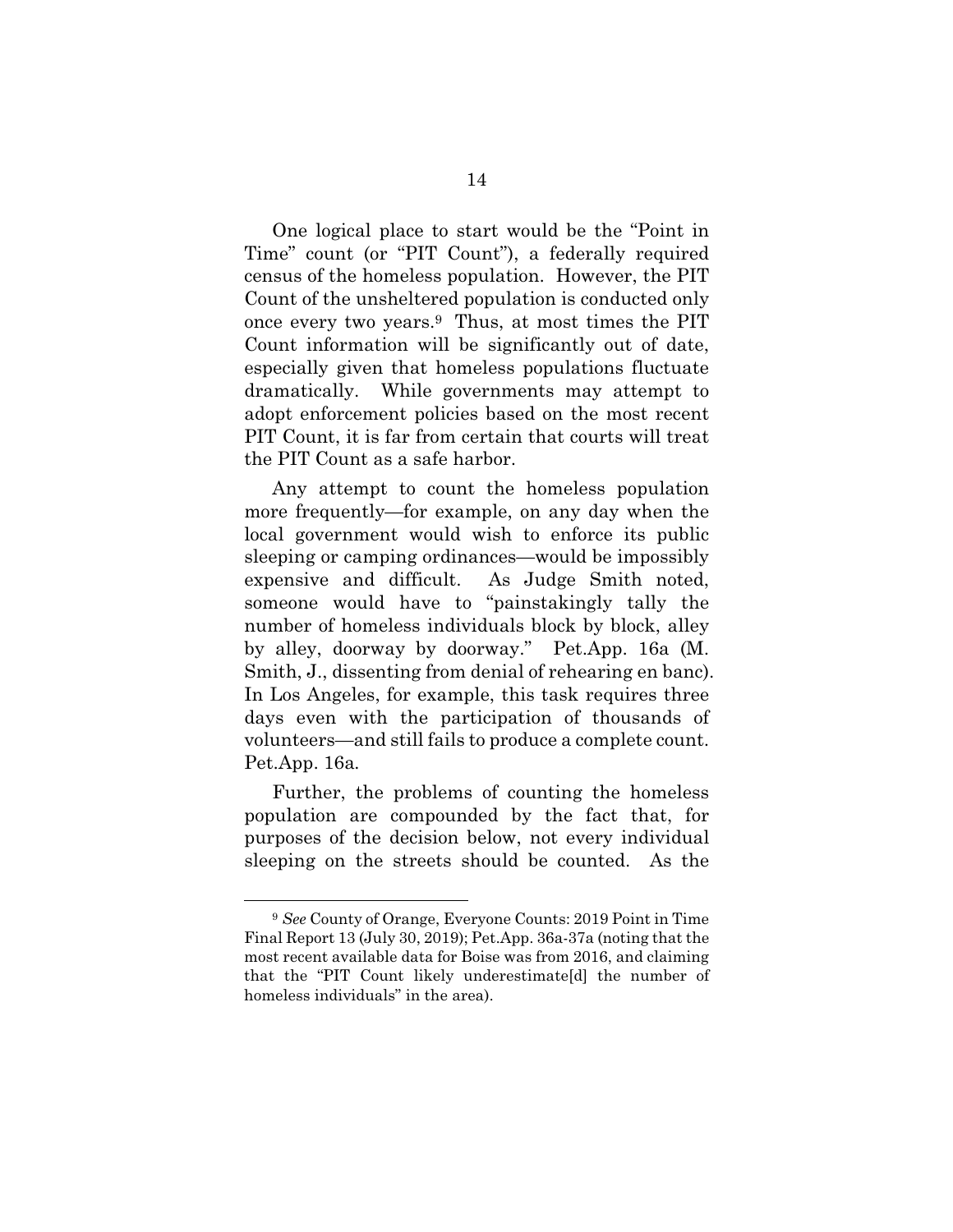One logical place to start would be the "Point in Time" count (or "PIT Count"), a federally required census of the homeless population. However, the PIT Count of the unsheltered population is conducted only once every two years.[9] Thus, at most times the PIT Count information will be significantly out of date, especially given that homeless populations fluctuate dramatically. While governments may attempt to adopt enforcement policies based on the most recent PIT Count, it is far from certain that courts will treat the PIT Count as a safe harbor.

Any attempt to count the homeless population more frequently—for example, on any day when the local government would wish to enforce its public sleeping or camping ordinances—would be impossibly expensive and difficult. As Judge Smith noted, someone would have to "painstakingly tally the number of homeless individuals block by block, alley by alley, doorway by doorway." Pet.App. 16a (M. Smith, J., dissenting from denial of rehearing en banc). In Los Angeles, for example, this task requires three days even with the participation of thousands of volunteers—and still fails to produce a complete count. Pet.App. 16a.

Further, the problems of counting the homeless population are compounded by the fact that, for purposes of the decision below, not every individual sleeping on the streets should be counted. As the

---

[9] *See* County of Orange, Everyone Counts: 2019 Point in Time Final Report 13 (July 30, 2019); Pet.App. 36a-37a (noting that the most recent available data for Boise was from 2016, and claiming that the "PIT Count likely underestimate[d] the number of homeless individuals" in the area).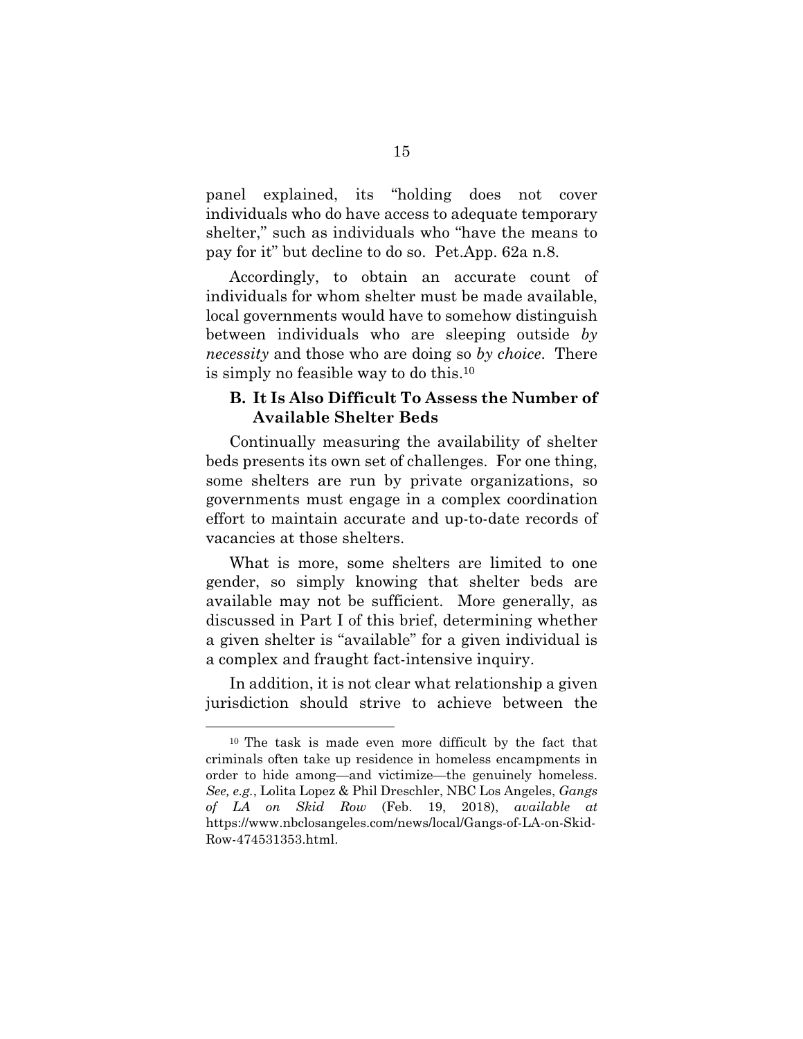panel explained, its "holding does not cover individuals who do have access to adequate temporary shelter," such as individuals who "have the means to pay for it" but decline to do so. Pet.App. 62a n.8.

Accordingly, to obtain an accurate count of individuals for whom shelter must be made available, local governments would have to somehow distinguish between individuals who are sleeping outside *by necessity* and those who are doing so *by choice*. There is simply no feasible way to do this.[10]

### B. It Is Also Difficult To Assess the Number of Available Shelter Beds

Continually measuring the availability of shelter beds presents its own set of challenges. For one thing, some shelters are run by private organizations, so governments must engage in a complex coordination effort to maintain accurate and up-to-date records of vacancies at those shelters.

What is more, some shelters are limited to one gender, so simply knowing that shelter beds are available may not be sufficient. More generally, as discussed in Part I of this brief, determining whether a given shelter is "available" for a given individual is a complex and fraught fact-intensive inquiry.

In addition, it is not clear what relationship a given jurisdiction should strive to achieve between the

---

[10] The task is made even more difficult by the fact that criminals often take up residence in homeless encampments in order to hide among—and victimize—the genuinely homeless. *See, e.g.*, Lolita Lopez & Phil Dreschler, NBC Los Angeles, *Gangs of LA on Skid Row* (Feb. 19, 2018), *available at* https://www.nbclosangeles.com/news/local/Gangs-of-LA-on-Skid-Row-474531353.html.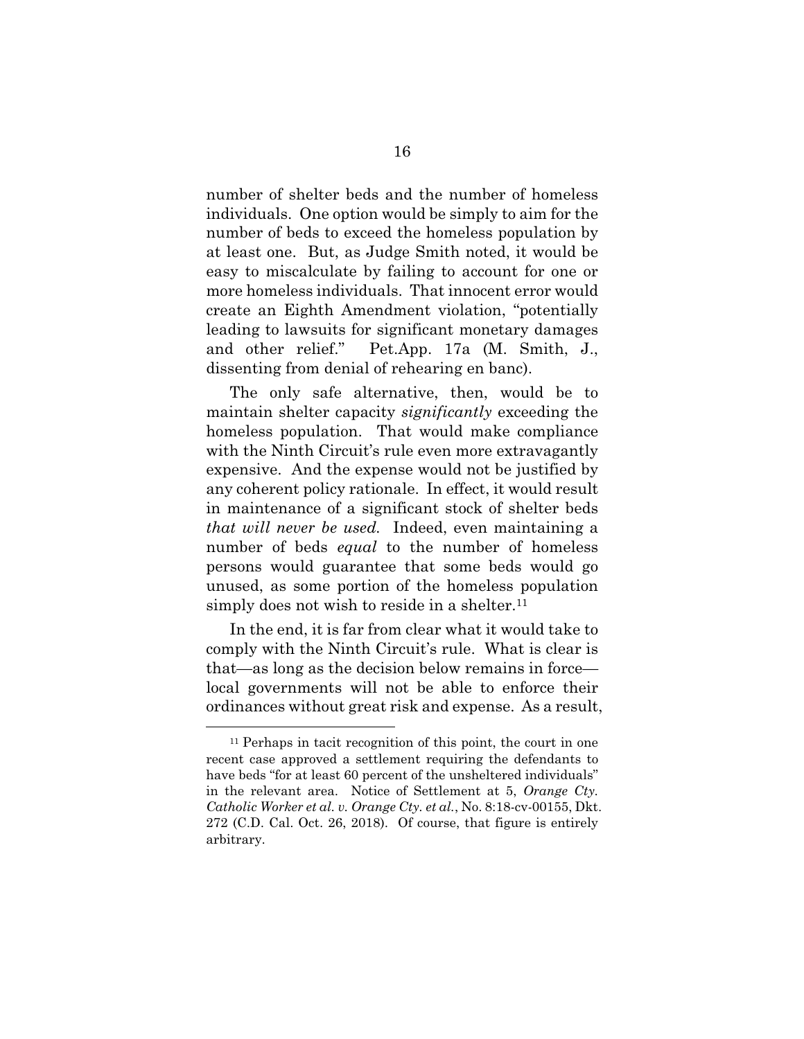number of shelter beds and the number of homeless individuals. One option would be simply to aim for the number of beds to exceed the homeless population by at least one. But, as Judge Smith noted, it would be easy to miscalculate by failing to account for one or more homeless individuals. That innocent error would create an Eighth Amendment violation, "potentially leading to lawsuits for significant monetary damages and other relief." Pet.App. 17a (M. Smith, J., dissenting from denial of rehearing en banc).

The only safe alternative, then, would be to maintain shelter capacity *significantly* exceeding the homeless population. That would make compliance with the Ninth Circuit's rule even more extravagantly expensive. And the expense would not be justified by any coherent policy rationale. In effect, it would result in maintenance of a significant stock of shelter beds *that will never be used.* Indeed, even maintaining a number of beds *equal* to the number of homeless persons would guarantee that some beds would go unused, as some portion of the homeless population simply does not wish to reside in a shelter.[11]

In the end, it is far from clear what it would take to comply with the Ninth Circuit's rule. What is clear is that—as long as the decision below remains in force—local governments will not be able to enforce their ordinances without great risk and expense. As a result,

---

[11] Perhaps in tacit recognition of this point, the court in one recent case approved a settlement requiring the defendants to have beds "for at least 60 percent of the unsheltered individuals" in the relevant area. Notice of Settlement at 5, *Orange Cty. Catholic Worker et al. v. Orange Cty. et al.*, No. 8:18-cv-00155, Dkt. 272 (C.D. Cal. Oct. 26, 2018). Of course, that figure is entirely arbitrary.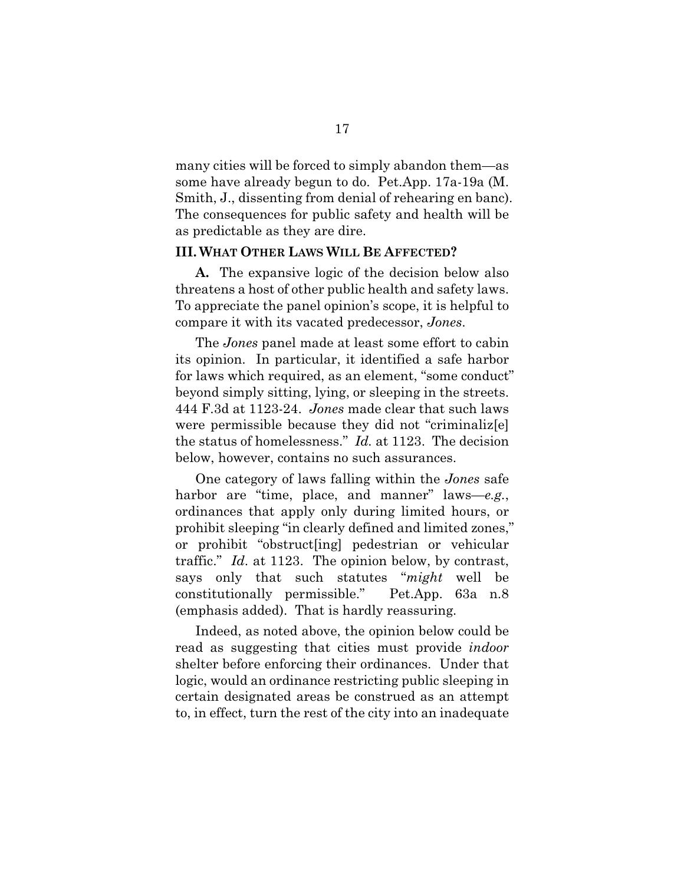many cities will be forced to simply abandon them—as some have already begun to do. Pet.App. 17a-19a (M. Smith, J., dissenting from denial of rehearing en banc). The consequences for public safety and health will be as predictable as they are dire.

### III. WHAT OTHER LAWS WILL BE AFFECTED?

**A.** The expansive logic of the decision below also threatens a host of other public health and safety laws. To appreciate the panel opinion's scope, it is helpful to compare it with its vacated predecessor, *Jones*.

The *Jones* panel made at least some effort to cabin its opinion. In particular, it identified a safe harbor for laws which required, as an element, "some conduct" beyond simply sitting, lying, or sleeping in the streets. 444 F.3d at 1123-24. *Jones* made clear that such laws were permissible because they did not "criminaliz[e] the status of homelessness." *Id.* at 1123. The decision below, however, contains no such assurances.

One category of laws falling within the *Jones* safe harbor are "time, place, and manner" laws—*e.g.*, ordinances that apply only during limited hours, or prohibit sleeping "in clearly defined and limited zones," or prohibit "obstruct[ing] pedestrian or vehicular traffic." *Id*. at 1123. The opinion below, by contrast, says only that such statutes "*might* well be constitutionally permissible." Pet.App. 63a n.8 (emphasis added). That is hardly reassuring.

Indeed, as noted above, the opinion below could be read as suggesting that cities must provide *indoor* shelter before enforcing their ordinances. Under that logic, would an ordinance restricting public sleeping in certain designated areas be construed as an attempt to, in effect, turn the rest of the city into an inadequate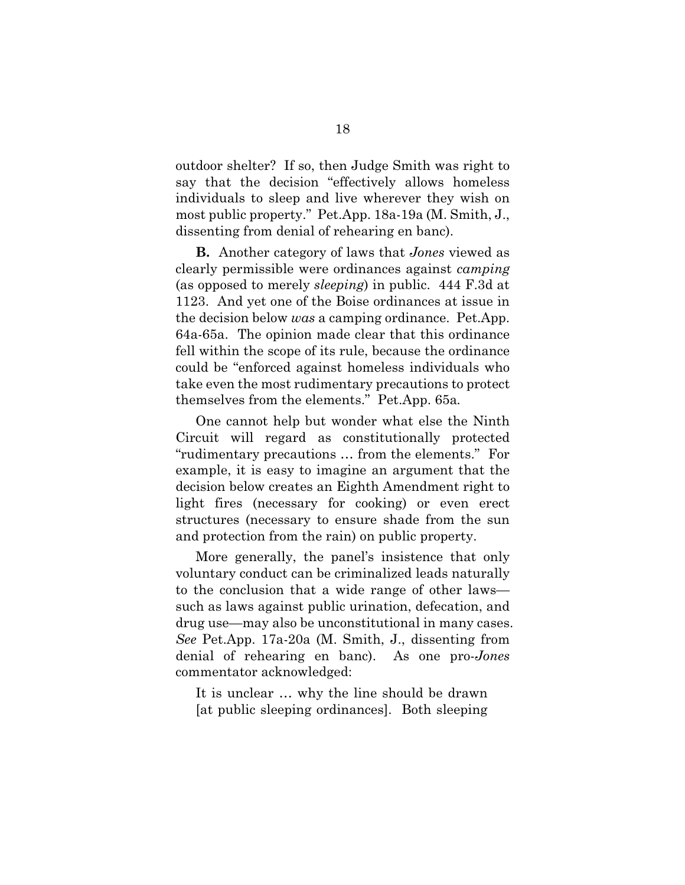outdoor shelter? If so, then Judge Smith was right to say that the decision "effectively allows homeless individuals to sleep and live wherever they wish on most public property." Pet.App. 18a-19a (M. Smith, J., dissenting from denial of rehearing en banc).

**B.** Another category of laws that *Jones* viewed as clearly permissible were ordinances against *camping* (as opposed to merely *sleeping*) in public. 444 F.3d at 1123. And yet one of the Boise ordinances at issue in the decision below *was* a camping ordinance. Pet.App. 64a-65a. The opinion made clear that this ordinance fell within the scope of its rule, because the ordinance could be "enforced against homeless individuals who take even the most rudimentary precautions to protect themselves from the elements." Pet.App. 65a.

One cannot help but wonder what else the Ninth Circuit will regard as constitutionally protected "rudimentary precautions … from the elements." For example, it is easy to imagine an argument that the decision below creates an Eighth Amendment right to light fires (necessary for cooking) or even erect structures (necessary to ensure shade from the sun and protection from the rain) on public property.

More generally, the panel's insistence that only voluntary conduct can be criminalized leads naturally to the conclusion that a wide range of other laws—such as laws against public urination, defecation, and drug use—may also be unconstitutional in many cases. *See* Pet.App. 17a-20a (M. Smith, J., dissenting from denial of rehearing en banc). As one pro-*Jones* commentator acknowledged:

> It is unclear … why the line should be drawn [at public sleeping ordinances]. Both sleeping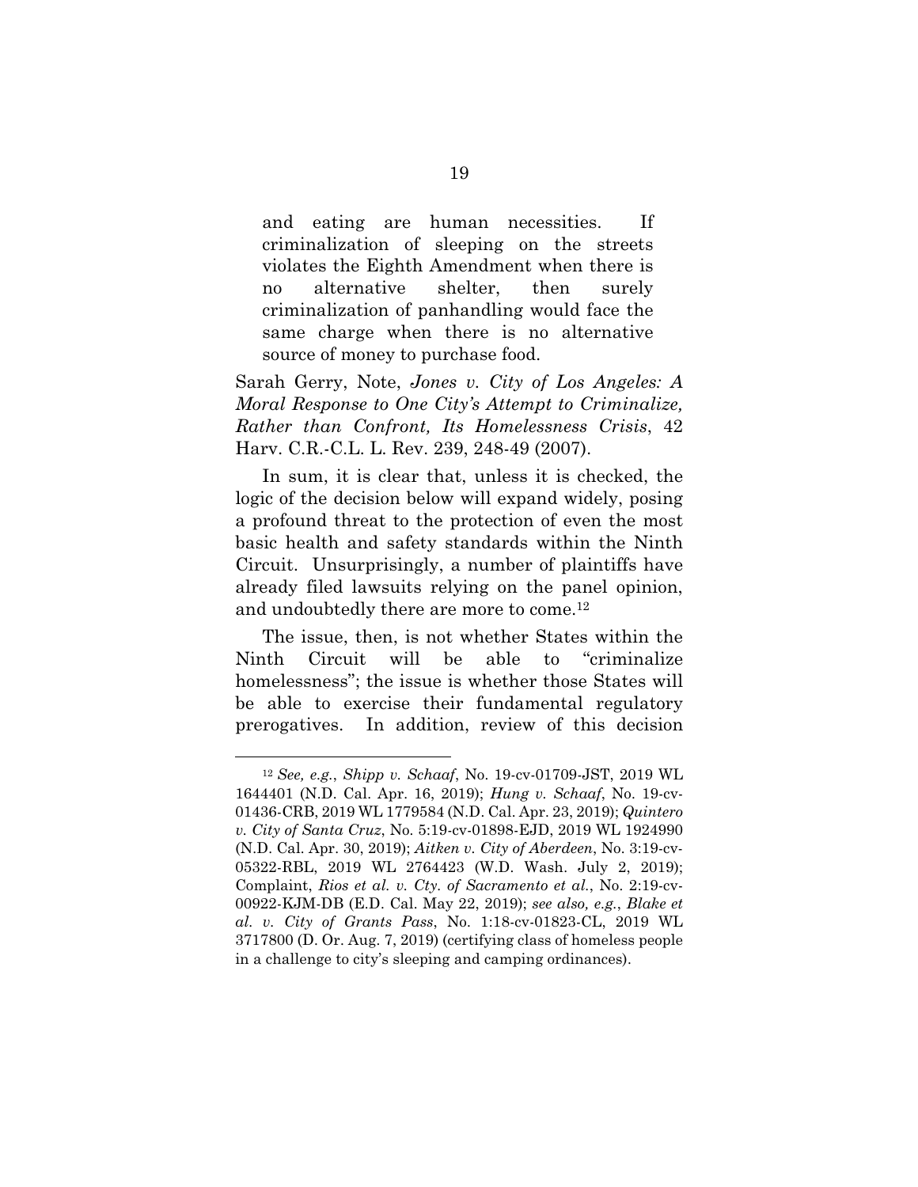> and eating are human necessities. If criminalization of sleeping on the streets violates the Eighth Amendment when there is no alternative shelter, then surely criminalization of panhandling would face the same charge when there is no alternative source of money to purchase food.

Sarah Gerry, Note, *Jones v. City of Los Angeles: A Moral Response to One City's Attempt to Criminalize, Rather than Confront, Its Homelessness Crisis*, 42 Harv. C.R.-C.L. L. Rev. 239, 248-49 (2007).

In sum, it is clear that, unless it is checked, the logic of the decision below will expand widely, posing a profound threat to the protection of even the most basic health and safety standards within the Ninth Circuit. Unsurprisingly, a number of plaintiffs have already filed lawsuits relying on the panel opinion, and undoubtedly there are more to come.[12]

The issue, then, is not whether States within the Ninth Circuit will be able to "criminalize homelessness"; the issue is whether those States will be able to exercise their fundamental regulatory prerogatives. In addition, review of this decision

---

[12] *See, e.g.*, *Shipp v. Schaaf*, No. 19-cv-01709-JST, 2019 WL 1644401 (N.D. Cal. Apr. 16, 2019); *Hung v. Schaaf*, No. 19-cv-01436-CRB, 2019 WL 1779584 (N.D. Cal. Apr. 23, 2019); *Quintero v. City of Santa Cruz*, No. 5:19-cv-01898-EJD, 2019 WL 1924990 (N.D. Cal. Apr. 30, 2019); *Aitken v. City of Aberdeen*, No. 3:19-cv-05322-RBL, 2019 WL 2764423 (W.D. Wash. July 2, 2019); Complaint, *Rios et al. v. Cty. of Sacramento et al.*, No. 2:19-cv-00922-KJM-DB (E.D. Cal. May 22, 2019); *see also, e.g.*, *Blake et al. v. City of Grants Pass*, No. 1:18-cv-01823-CL, 2019 WL 3717800 (D. Or. Aug. 7, 2019) (certifying class of homeless people in a challenge to city's sleeping and camping ordinances).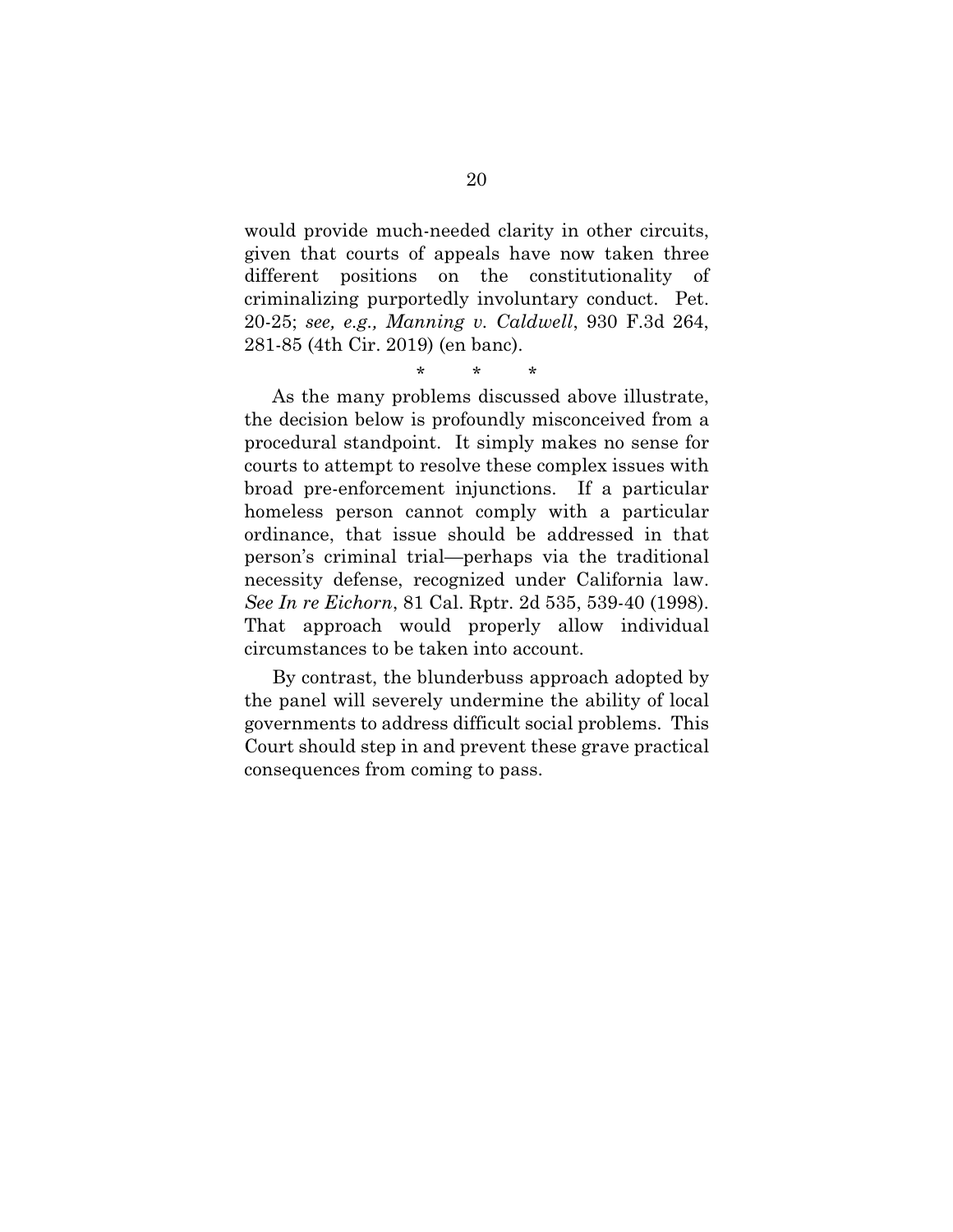would provide much-needed clarity in other circuits, given that courts of appeals have now taken three different positions on the constitutionality of criminalizing purportedly involuntary conduct. Pet. 20-25; *see, e.g., Manning v. Caldwell*, 930 F.3d 264, 281-85 (4th Cir. 2019) (en banc).

\* \* \*

As the many problems discussed above illustrate, the decision below is profoundly misconceived from a procedural standpoint. It simply makes no sense for courts to attempt to resolve these complex issues with broad pre-enforcement injunctions. If a particular homeless person cannot comply with a particular ordinance, that issue should be addressed in that person's criminal trial—perhaps via the traditional necessity defense, recognized under California law. *See In re Eichorn*, 81 Cal. Rptr. 2d 535, 539-40 (1998). That approach would properly allow individual circumstances to be taken into account.

By contrast, the blunderbuss approach adopted by the panel will severely undermine the ability of local governments to address difficult social problems. This Court should step in and prevent these grave practical consequences from coming to pass.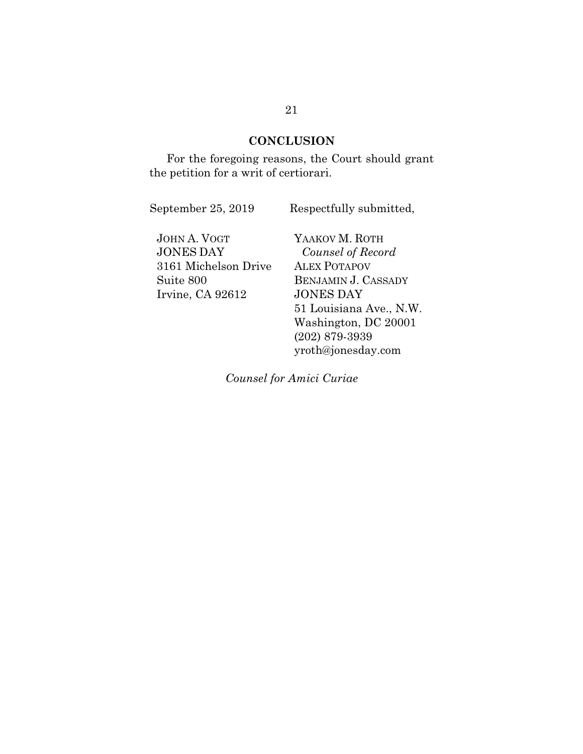## CONCLUSION

For the foregoing reasons, the Court should grant the petition for a writ of certiorari.

September 25, 2019

Respectfully submitted,

JOHN A. VOGT
JONES DAY
3161 Michelson Drive
Suite 800
Irvine, CA 92612

YAAKOV M. ROTH
*Counsel of Record*
ALEX POTAPOV
BENJAMIN J. CASSADY
JONES DAY
51 Louisiana Ave., N.W.
Washington, DC 20001
(202) 879-3939
yroth@jonesday.com

*Counsel for Amici Curiae*